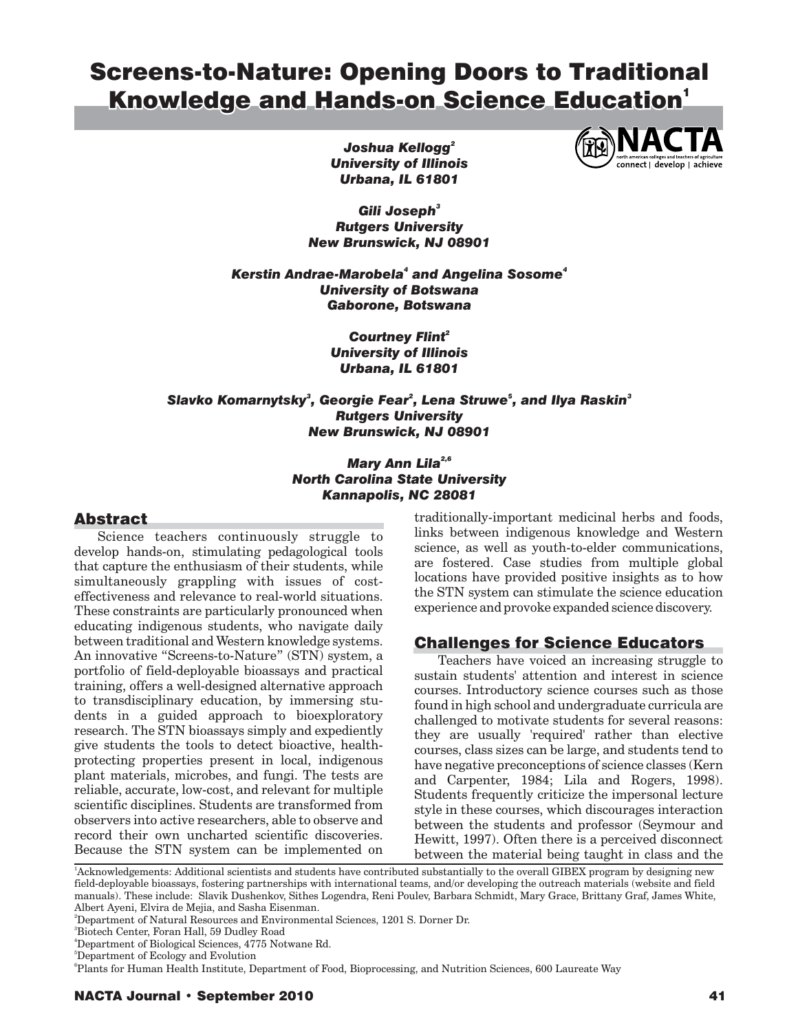# Screens-to-Nature: Opening Doors to Traditional Knowledge and Hands-on Science Education[1]

***Joshua Kellogg[2]***
***University of Illinois***
***Urbana, IL 61801***

***Gili Joseph[3]***
***Rutgers University***
***New Brunswick, NJ 08901***

***Kerstin Andrae-Marobela[4] and Angelina Sosome[4]***
***University of Botswana***
***Gaborone, Botswana***

***Courtney Flint[2]***
***University of Illinois***
***Urbana, IL 61801***

***Slavko Komarnytsky[3], Georgie Fear[2], Lena Struwe[5], and Ilya Raskin[3]***
***Rutgers University***
***New Brunswick, NJ 08901***

***Mary Ann Lila[2,6]***
***North Carolina State University***
***Kannapolis, NC 28081***

## Abstract

Science teachers continuously struggle to develop hands-on, stimulating pedagogical tools that capture the enthusiasm of their students, while simultaneously grappling with issues of cost-effectiveness and relevance to real-world situations. These constraints are particularly pronounced when educating indigenous students, who navigate daily between traditional and Western knowledge systems. An innovative "Screens-to-Nature" (STN) system, a portfolio of field-deployable bioassays and practical training, offers a well-designed alternative approach to transdisciplinary education, by immersing students in a guided approach to bioexploratory research. The STN bioassays simply and expediently give students the tools to detect bioactive, health-protecting properties present in local, indigenous plant materials, microbes, and fungi. The tests are reliable, accurate, low-cost, and relevant for multiple scientific disciplines. Students are transformed from observers into active researchers, able to observe and record their own uncharted scientific discoveries. Because the STN system can be implemented on traditionally-important medicinal herbs and foods, links between indigenous knowledge and Western science, as well as youth-to-elder communications, are fostered. Case studies from multiple global locations have provided positive insights as to how the STN system can stimulate the science education experience and provoke expanded science discovery.

## Challenges for Science Educators

Teachers have voiced an increasing struggle to sustain students' attention and interest in science courses. Introductory science courses such as those found in high school and undergraduate curricula are challenged to motivate students for several reasons: they are usually 'required' rather than elective courses, class sizes can be large, and students tend to have negative preconceptions of science classes (Kern and Carpenter, 1984; Lila and Rogers, 1998). Students frequently criticize the impersonal lecture style in these courses, which discourages interaction between the students and professor (Seymour and Hewitt, 1997). Often there is a perceived disconnect between the material being taught in class and the

---

[1] Acknowledgements: Additional scientists and students have contributed substantially to the overall GIBEX program by designing new field-deployable bioassays, fostering partnerships with international teams, and/or developing the outreach materials (website and field manuals). These include: Slavik Dushenkov, Sithes Logendra, Reni Poulev, Barbara Schmidt, Mary Grace, Brittany Graf, James White, Albert Ayeni, Elvira de Mejia, and Sasha Eisenman.

[2] Department of Natural Resources and Environmental Sciences, 1201 S. Dorner Dr.

[3] Biotech Center, Foran Hall, 59 Dudley Road

[4] Department of Biological Sciences, 4775 Notwane Rd.

[5] Department of Ecology and Evolution

[6] Plants for Human Health Institute, Department of Food, Bioprocessing, and Nutrition Sciences, 600 Laureate Way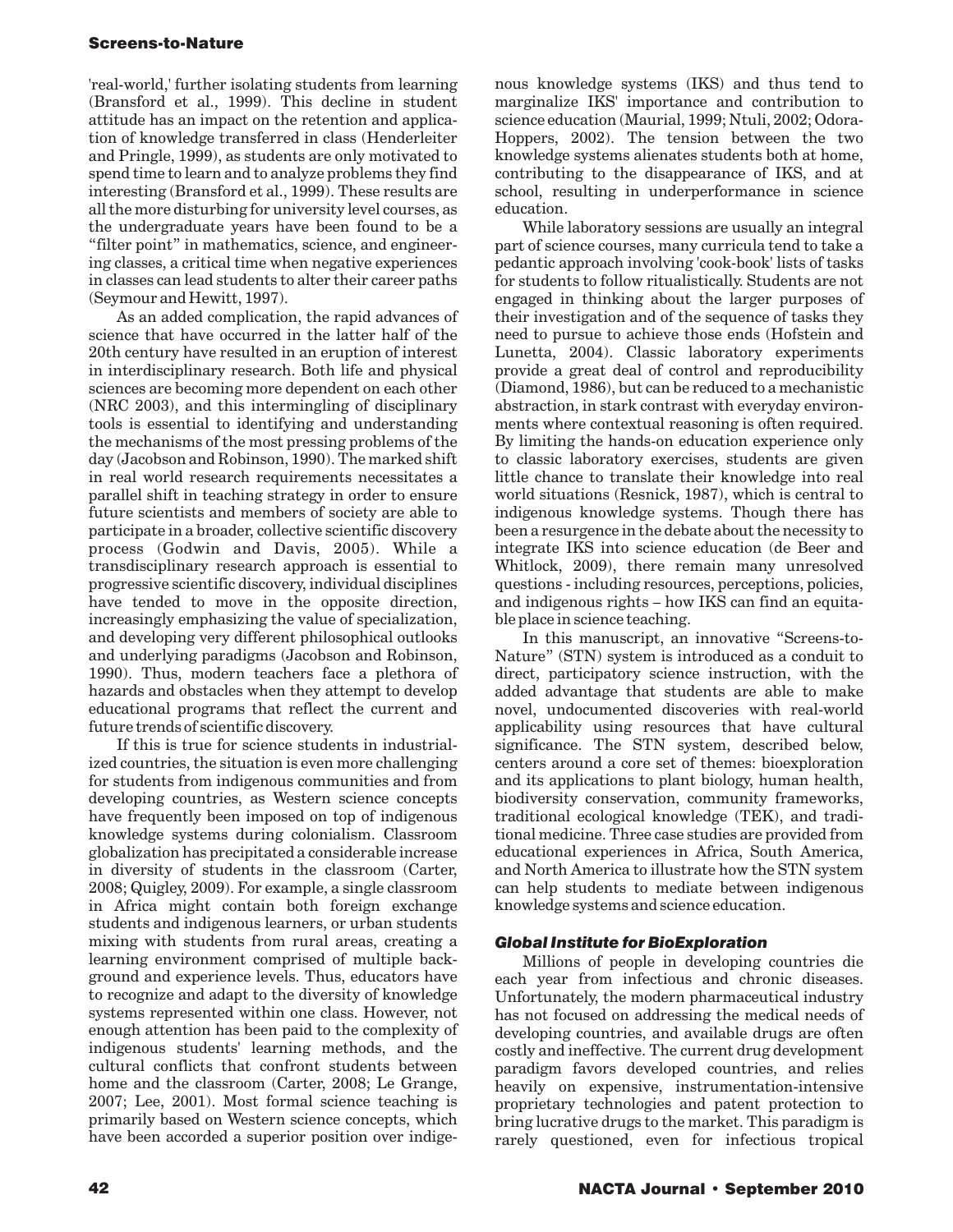'real-world,' further isolating students from learning (Bransford et al., 1999). This decline in student attitude has an impact on the retention and application of knowledge transferred in class (Henderleiter and Pringle, 1999), as students are only motivated to spend time to learn and to analyze problems they find interesting (Bransford et al., 1999). These results are all the more disturbing for university level courses, as the undergraduate years have been found to be a "filter point" in mathematics, science, and engineering classes, a critical time when negative experiences in classes can lead students to alter their career paths (Seymour and Hewitt, 1997).

As an added complication, the rapid advances of science that have occurred in the latter half of the 20th century have resulted in an eruption of interest in interdisciplinary research. Both life and physical sciences are becoming more dependent on each other (NRC 2003), and this intermingling of disciplinary tools is essential to identifying and understanding the mechanisms of the most pressing problems of the day (Jacobson and Robinson, 1990). The marked shift in real world research requirements necessitates a parallel shift in teaching strategy in order to ensure future scientists and members of society are able to participate in a broader, collective scientific discovery process (Godwin and Davis, 2005). While a transdisciplinary research approach is essential to progressive scientific discovery, individual disciplines have tended to move in the opposite direction, increasingly emphasizing the value of specialization, and developing very different philosophical outlooks and underlying paradigms (Jacobson and Robinson, 1990). Thus, modern teachers face a plethora of hazards and obstacles when they attempt to develop educational programs that reflect the current and future trends of scientific discovery.

If this is true for science students in industrialized countries, the situation is even more challenging for students from indigenous communities and from developing countries, as Western science concepts have frequently been imposed on top of indigenous knowledge systems during colonialism. Classroom globalization has precipitated a considerable increase in diversity of students in the classroom (Carter, 2008; Quigley, 2009). For example, a single classroom in Africa might contain both foreign exchange students and indigenous learners, or urban students mixing with students from rural areas, creating a learning environment comprised of multiple background and experience levels. Thus, educators have to recognize and adapt to the diversity of knowledge systems represented within one class. However, not enough attention has been paid to the complexity of indigenous students' learning methods, and the cultural conflicts that confront students between home and the classroom (Carter, 2008; Le Grange, 2007; Lee, 2001). Most formal science teaching is primarily based on Western science concepts, which have been accorded a superior position over indigenous knowledge systems (IKS) and thus tend to marginalize IKS' importance and contribution to science education (Maurial, 1999; Ntuli, 2002; Odora-Hoppers, 2002). The tension between the two knowledge systems alienates students both at home, contributing to the disappearance of IKS, and at school, resulting in underperformance in science education.

While laboratory sessions are usually an integral part of science courses, many curricula tend to take a pedantic approach involving 'cook-book' lists of tasks for students to follow ritualistically. Students are not engaged in thinking about the larger purposes of their investigation and of the sequence of tasks they need to pursue to achieve those ends (Hofstein and Lunetta, 2004). Classic laboratory experiments provide a great deal of control and reproducibility (Diamond, 1986), but can be reduced to a mechanistic abstraction, in stark contrast with everyday environments where contextual reasoning is often required. By limiting the hands-on education experience only to classic laboratory exercises, students are given little chance to translate their knowledge into real world situations (Resnick, 1987), which is central to indigenous knowledge systems. Though there has been a resurgence in the debate about the necessity to integrate IKS into science education (de Beer and Whitlock, 2009), there remain many unresolved questions - including resources, perceptions, policies, and indigenous rights – how IKS can find an equitable place in science teaching.

In this manuscript, an innovative "Screens-to-Nature" (STN) system is introduced as a conduit to direct, participatory science instruction, with the added advantage that students are able to make novel, undocumented discoveries with real-world applicability using resources that have cultural significance. The STN system, described below, centers around a core set of themes: bioexploration and its applications to plant biology, human health, biodiversity conservation, community frameworks, traditional ecological knowledge (TEK), and traditional medicine. Three case studies are provided from educational experiences in Africa, South America, and North America to illustrate how the STN system can help students to mediate between indigenous knowledge systems and science education.

### *Global Institute for BioExploration*

Millions of people in developing countries die each year from infectious and chronic diseases. Unfortunately, the modern pharmaceutical industry has not focused on addressing the medical needs of developing countries, and available drugs are often costly and ineffective. The current drug development paradigm favors developed countries, and relies heavily on expensive, instrumentation-intensive proprietary technologies and patent protection to bring lucrative drugs to the market. This paradigm is rarely questioned, even for infectious tropical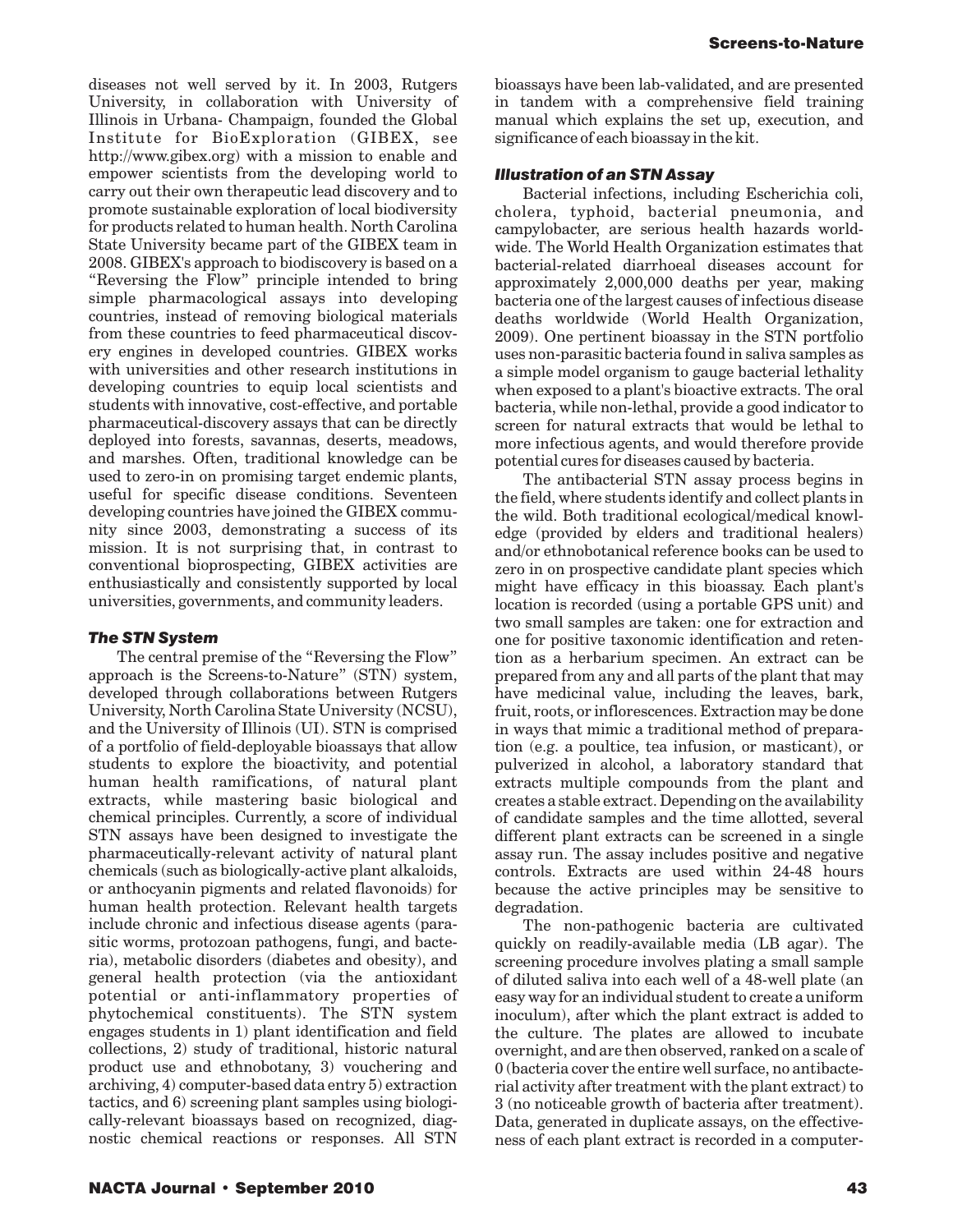diseases not well served by it. In 2003, Rutgers University, in collaboration with University of Illinois in Urbana- Champaign, founded the Global Institute for BioExploration (GIBEX, see http://www.gibex.org) with a mission to enable and empower scientists from the developing world to carry out their own therapeutic lead discovery and to promote sustainable exploration of local biodiversity for products related to human health. North Carolina State University became part of the GIBEX team in 2008. GIBEX's approach to biodiscovery is based on a "Reversing the Flow" principle intended to bring simple pharmacological assays into developing countries, instead of removing biological materials from these countries to feed pharmaceutical discovery engines in developed countries. GIBEX works with universities and other research institutions in developing countries to equip local scientists and students with innovative, cost-effective, and portable pharmaceutical-discovery assays that can be directly deployed into forests, savannas, deserts, meadows, and marshes. Often, traditional knowledge can be used to zero-in on promising target endemic plants, useful for specific disease conditions. Seventeen developing countries have joined the GIBEX community since 2003, demonstrating a success of its mission. It is not surprising that, in contrast to conventional bioprospecting, GIBEX activities are enthusiastically and consistently supported by local universities, governments, and community leaders.

### *The STN System*

The central premise of the "Reversing the Flow" approach is the Screens-to-Nature" (STN) system, developed through collaborations between Rutgers University, North Carolina State University (NCSU), and the University of Illinois (UI). STN is comprised of a portfolio of field-deployable bioassays that allow students to explore the bioactivity, and potential human health ramifications, of natural plant extracts, while mastering basic biological and chemical principles. Currently, a score of individual STN assays have been designed to investigate the pharmaceutically-relevant activity of natural plant chemicals (such as biologically-active plant alkaloids, or anthocyanin pigments and related flavonoids) for human health protection. Relevant health targets include chronic and infectious disease agents (parasitic worms, protozoan pathogens, fungi, and bacteria), metabolic disorders (diabetes and obesity), and general health protection (via the antioxidant potential or anti-inflammatory properties of phytochemical constituents). The STN system engages students in 1) plant identification and field collections, 2) study of traditional, historic natural product use and ethnobotany, 3) vouchering and archiving, 4) computer-based data entry 5) extraction tactics, and 6) screening plant samples using biologically-relevant bioassays based on recognized, diagnostic chemical reactions or responses. All STN bioassays have been lab-validated, and are presented in tandem with a comprehensive field training manual which explains the set up, execution, and significance of each bioassay in the kit.

### *Illustration of an STN Assay*

Bacterial infections, including Escherichia coli, cholera, typhoid, bacterial pneumonia, and campylobacter, are serious health hazards worldwide. The World Health Organization estimates that bacterial-related diarrhoeal diseases account for approximately 2,000,000 deaths per year, making bacteria one of the largest causes of infectious disease deaths worldwide (World Health Organization, 2009). One pertinent bioassay in the STN portfolio uses non-parasitic bacteria found in saliva samples as a simple model organism to gauge bacterial lethality when exposed to a plant's bioactive extracts. The oral bacteria, while non-lethal, provide a good indicator to screen for natural extracts that would be lethal to more infectious agents, and would therefore provide potential cures for diseases caused by bacteria.

The antibacterial STN assay process begins in the field, where students identify and collect plants in the wild. Both traditional ecological/medical knowledge (provided by elders and traditional healers) and/or ethnobotanical reference books can be used to zero in on prospective candidate plant species which might have efficacy in this bioassay. Each plant's location is recorded (using a portable GPS unit) and two small samples are taken: one for extraction and one for positive taxonomic identification and retention as a herbarium specimen. An extract can be prepared from any and all parts of the plant that may have medicinal value, including the leaves, bark, fruit, roots, or inflorescences. Extraction may be done in ways that mimic a traditional method of preparation (e.g. a poultice, tea infusion, or masticant), or pulverized in alcohol, a laboratory standard that extracts multiple compounds from the plant and creates a stable extract. Depending on the availability of candidate samples and the time allotted, several different plant extracts can be screened in a single assay run. The assay includes positive and negative controls. Extracts are used within 24-48 hours because the active principles may be sensitive to degradation.

The non-pathogenic bacteria are cultivated quickly on readily-available media (LB agar). The screening procedure involves plating a small sample of diluted saliva into each well of a 48-well plate (an easy way for an individual student to create a uniform inoculum), after which the plant extract is added to the culture. The plates are allowed to incubate overnight, and are then observed, ranked on a scale of 0 (bacteria cover the entire well surface, no antibacterial activity after treatment with the plant extract) to 3 (no noticeable growth of bacteria after treatment). Data, generated in duplicate assays, on the effectiveness of each plant extract is recorded in a computer-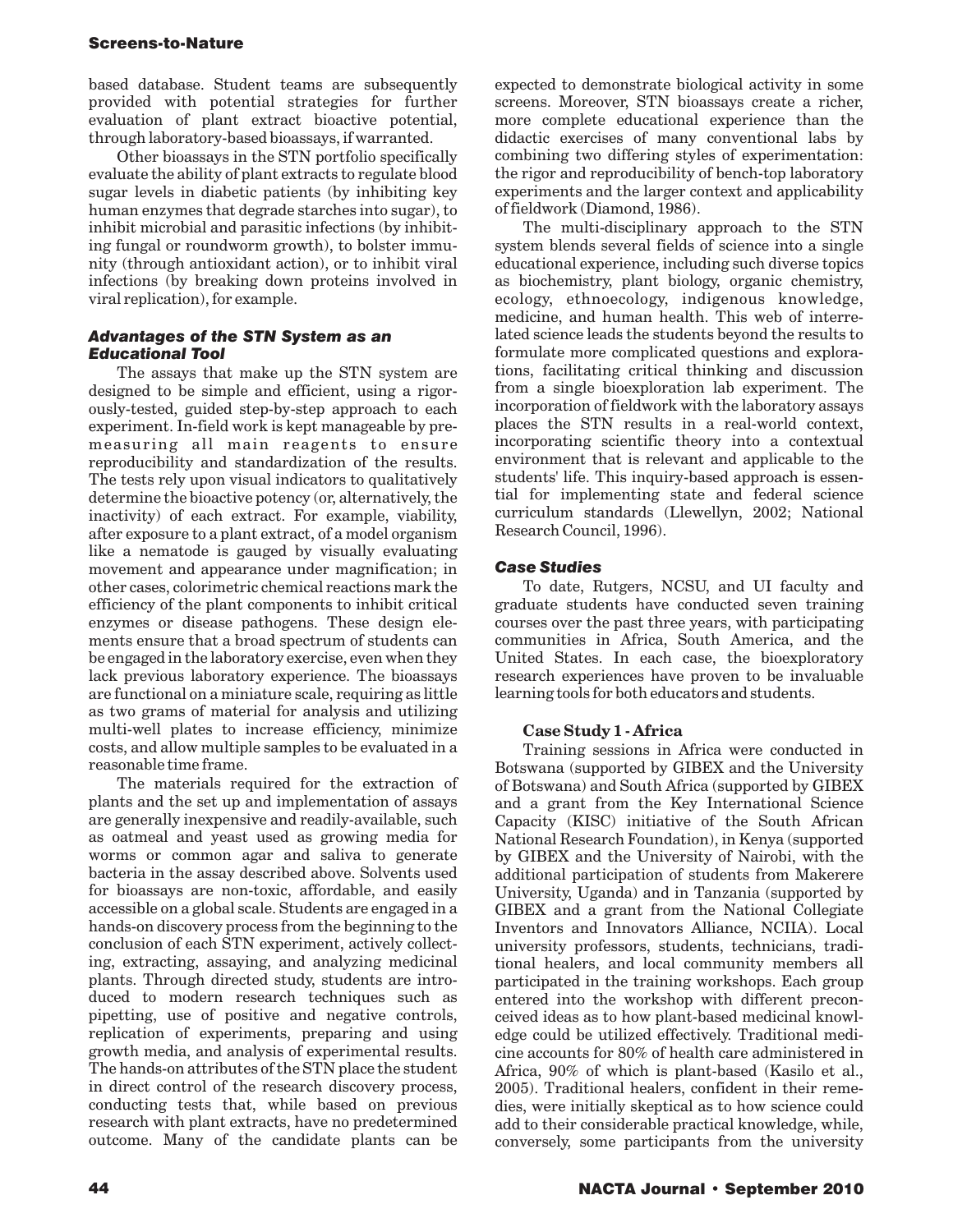based database. Student teams are subsequently provided with potential strategies for further evaluation of plant extract bioactive potential, through laboratory-based bioassays, if warranted.

Other bioassays in the STN portfolio specifically evaluate the ability of plant extracts to regulate blood sugar levels in diabetic patients (by inhibiting key human enzymes that degrade starches into sugar), to inhibit microbial and parasitic infections (by inhibiting fungal or roundworm growth), to bolster immunity (through antioxidant action), or to inhibit viral infections (by breaking down proteins involved in viral replication), for example.

### *Advantages of the STN System as an Educational Tool*

The assays that make up the STN system are designed to be simple and efficient, using a rigorously-tested, guided step-by-step approach to each experiment. In-field work is kept manageable by pre-measuring all main reagents to ensure reproducibility and standardization of the results. The tests rely upon visual indicators to qualitatively determine the bioactive potency (or, alternatively, the inactivity) of each extract. For example, viability, after exposure to a plant extract, of a model organism like a nematode is gauged by visually evaluating movement and appearance under magnification; in other cases, colorimetric chemical reactions mark the efficiency of the plant components to inhibit critical enzymes or disease pathogens. These design elements ensure that a broad spectrum of students can be engaged in the laboratory exercise, even when they lack previous laboratory experience. The bioassays are functional on a miniature scale, requiring as little as two grams of material for analysis and utilizing multi-well plates to increase efficiency, minimize costs, and allow multiple samples to be evaluated in a reasonable time frame.

The materials required for the extraction of plants and the set up and implementation of assays are generally inexpensive and readily-available, such as oatmeal and yeast used as growing media for worms or common agar and saliva to generate bacteria in the assay described above. Solvents used for bioassays are non-toxic, affordable, and easily accessible on a global scale. Students are engaged in a hands-on discovery process from the beginning to the conclusion of each STN experiment, actively collecting, extracting, assaying, and analyzing medicinal plants. Through directed study, students are introduced to modern research techniques such as pipetting, use of positive and negative controls, replication of experiments, preparing and using growth media, and analysis of experimental results. The hands-on attributes of the STN place the student in direct control of the research discovery process, conducting tests that, while based on previous research with plant extracts, have no predetermined outcome. Many of the candidate plants can be expected to demonstrate biological activity in some screens. Moreover, STN bioassays create a richer, more complete educational experience than the didactic exercises of many conventional labs by combining two differing styles of experimentation: the rigor and reproducibility of bench-top laboratory experiments and the larger context and applicability of fieldwork (Diamond, 1986).

The multi-disciplinary approach to the STN system blends several fields of science into a single educational experience, including such diverse topics as biochemistry, plant biology, organic chemistry, ecology, ethnoecology, indigenous knowledge, medicine, and human health. This web of interrelated science leads the students beyond the results to formulate more complicated questions and explorations, facilitating critical thinking and discussion from a single bioexploration lab experiment. The incorporation of fieldwork with the laboratory assays places the STN results in a real-world context, incorporating scientific theory into a contextual environment that is relevant and applicable to the students' life. This inquiry-based approach is essential for implementing state and federal science curriculum standards (Llewellyn, 2002; National Research Council, 1996).

### *Case Studies*

To date, Rutgers, NCSU, and UI faculty and graduate students have conducted seven training courses over the past three years, with participating communities in Africa, South America, and the United States. In each case, the bioexploratory research experiences have proven to be invaluable learning tools for both educators and students.

#### Case Study 1 - Africa

Training sessions in Africa were conducted in Botswana (supported by GIBEX and the University of Botswana) and South Africa (supported by GIBEX and a grant from the Key International Science Capacity (KISC) initiative of the South African National Research Foundation), in Kenya (supported by GIBEX and the University of Nairobi, with the additional participation of students from Makerere University, Uganda) and in Tanzania (supported by GIBEX and a grant from the National Collegiate Inventors and Innovators Alliance, NCIIA). Local university professors, students, technicians, traditional healers, and local community members all participated in the training workshops. Each group entered into the workshop with different preconceived ideas as to how plant-based medicinal knowledge could be utilized effectively. Traditional medicine accounts for 80% of health care administered in Africa, 90% of which is plant-based (Kasilo et al., 2005). Traditional healers, confident in their remedies, were initially skeptical as to how science could add to their considerable practical knowledge, while, conversely, some participants from the university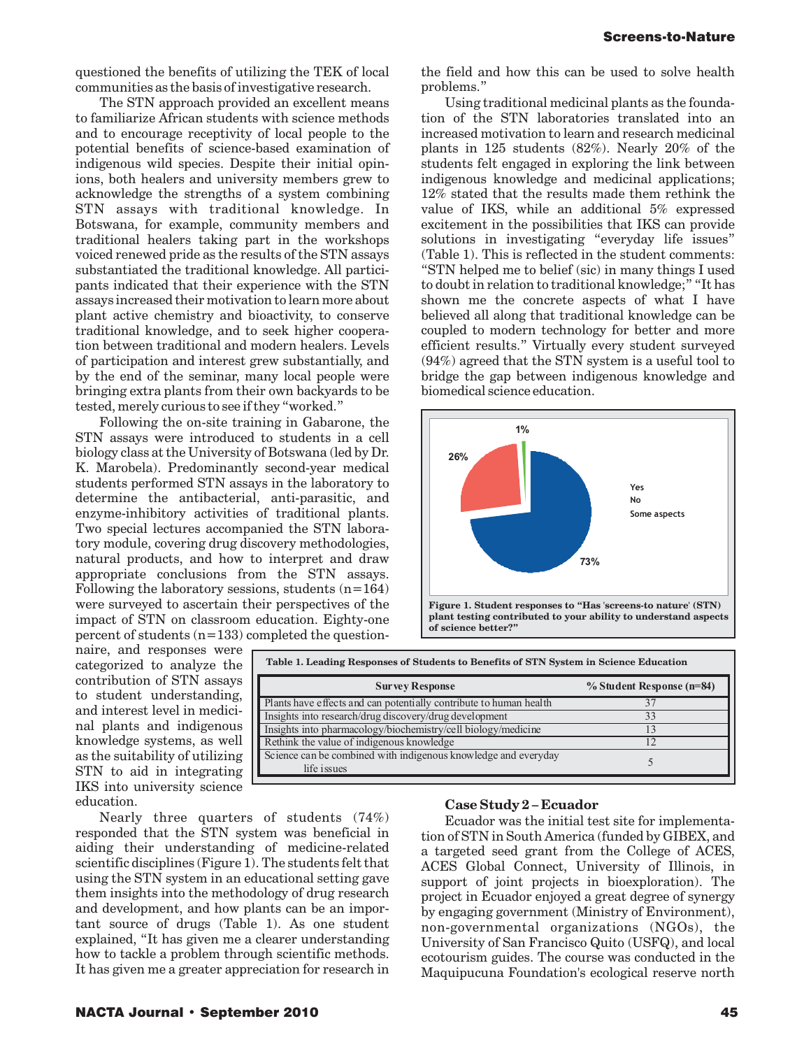questioned the benefits of utilizing the TEK of local communities as the basis of investigative research.

The STN approach provided an excellent means to familiarize African students with science methods and to encourage receptivity of local people to the potential benefits of science-based examination of indigenous wild species. Despite their initial opinions, both healers and university members grew to acknowledge the strengths of a system combining STN assays with traditional knowledge. In Botswana, for example, community members and traditional healers taking part in the workshops voiced renewed pride as the results of the STN assays substantiated the traditional knowledge. All participants indicated that their experience with the STN assays increased their motivation to learn more about plant active chemistry and bioactivity, to conserve traditional knowledge, and to seek higher cooperation between traditional and modern healers. Levels of participation and interest grew substantially, and by the end of the seminar, many local people were bringing extra plants from their own backyards to be tested, merely curious to see if they "worked."

Following the on-site training in Gabarone, the STN assays were introduced to students in a cell biology class at the University of Botswana (led by Dr. K. Marobela). Predominantly second-year medical students performed STN assays in the laboratory to determine the antibacterial, anti-parasitic, and enzyme-inhibitory activities of traditional plants. Two special lectures accompanied the STN laboratory module, covering drug discovery methodologies, natural products, and how to interpret and draw appropriate conclusions from the STN assays. Following the laboratory sessions, students (n=164) were surveyed to ascertain their perspectives of the impact of STN on classroom education. Eighty-one percent of students (n=133) completed the questionnaire, and responses were categorized to analyze the contribution of STN assays to student understanding, and interest level in medicinal plants and indigenous knowledge systems, as well as the suitability of utilizing STN to aid in integrating IKS into university science education.

Nearly three quarters of students (74%) responded that the STN system was beneficial in aiding their understanding of medicine-related scientific disciplines (Figure 1). The students felt that using the STN system in an educational setting gave them insights into the methodology of drug research and development, and how plants can be an important source of drugs (Table 1). As one student explained, "It has given me a clearer understanding how to tackle a problem through scientific methods. It has given me a greater appreciation for research in the field and how this can be used to solve health problems."

Using traditional medicinal plants as the foundation of the STN laboratories translated into an increased motivation to learn and research medicinal plants in 125 students (82%). Nearly 20% of the students felt engaged in exploring the link between indigenous knowledge and medicinal applications; 12% stated that the results made them rethink the value of IKS, while an additional 5% expressed excitement in the possibilities that IKS can provide solutions in investigating "everyday life issues" (Table 1). This is reflected in the student comments: "STN helped me to belief (sic) in many things I used to doubt in relation to traditional knowledge;" "It has shown me the concrete aspects of what I have believed all along that traditional knowledge can be coupled to modern technology for better and more efficient results." Virtually every student surveyed (94%) agreed that the STN system is a useful tool to bridge the gap between indigenous knowledge and biomedical science education.

**Figure 1. Student responses to "Has 'screens-to nature' (STN) plant testing contributed to your ability to understand aspects of science better?"**

**Table 1. Leading Responses of Students to Benefits of STN System in Science Education**

| Survey Response | % Student Response (n=84) |
|---|---|
| Plants have effects and can potentially contribute to human health | 37 |
| Insights into research/drug discovery/drug development | 33 |
| Insights into pharmacology/biochemistry/cell biology/medicine | 13 |
| Rethink the value of indigenous knowledge | 12 |
| Science can be combined with indigenous knowledge and everyday life issues | 5 |

### Case Study 2 – Ecuador

Ecuador was the initial test site for implementation of STN in South America (funded by GIBEX, and a targeted seed grant from the College of ACES, ACES Global Connect, University of Illinois, in support of joint projects in bioexploration). The project in Ecuador enjoyed a great degree of synergy by engaging government (Ministry of Environment), non-governmental organizations (NGOs), the University of San Francisco Quito (USFQ), and local ecotourism guides. The course was conducted in the Maquipucuna Foundation's ecological reserve north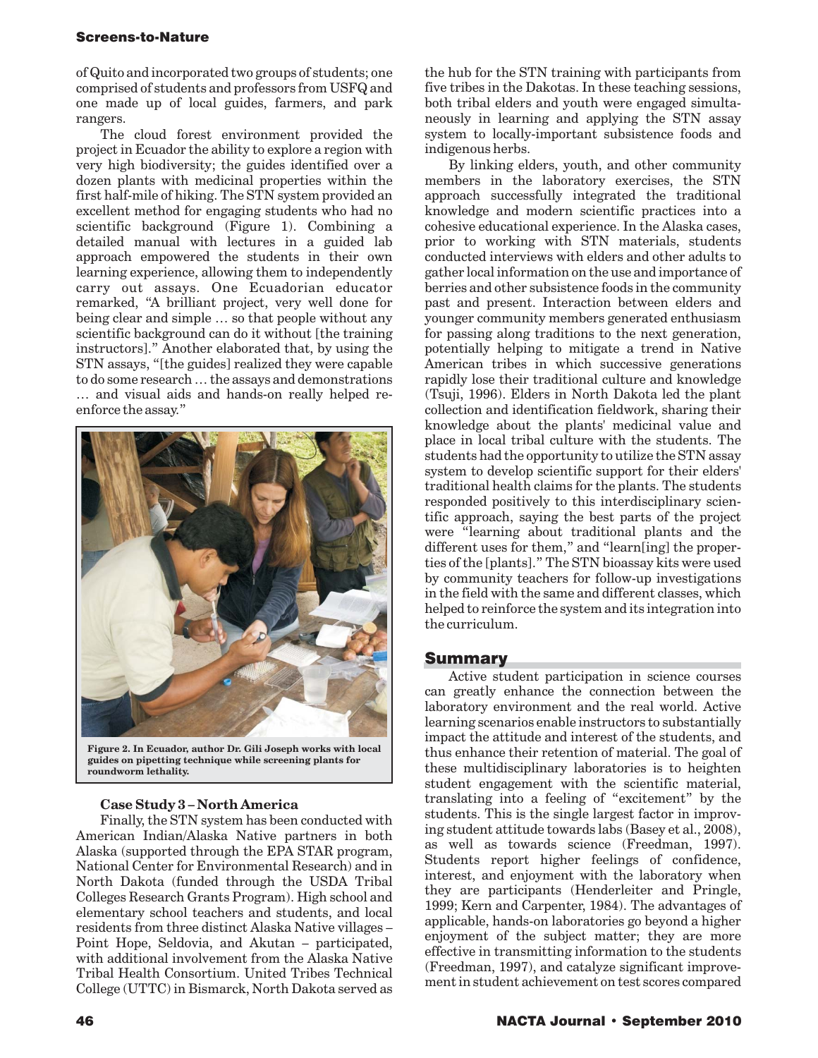of Quito and incorporated two groups of students; one comprised of students and professors from USFQ and one made up of local guides, farmers, and park rangers.

The cloud forest environment provided the project in Ecuador the ability to explore a region with very high biodiversity; the guides identified over a dozen plants with medicinal properties within the first half-mile of hiking. The STN system provided an excellent method for engaging students who had no scientific background (Figure 1). Combining a detailed manual with lectures in a guided lab approach empowered the students in their own learning experience, allowing them to independently carry out assays. One Ecuadorian educator remarked, "A brilliant project, very well done for being clear and simple … so that people without any scientific background can do it without [the training instructors]." Another elaborated that, by using the STN assays, "[the guides] realized they were capable to do some research … the assays and demonstrations … and visual aids and hands-on really helped re-enforce the assay."

**Figure 2. In Ecuador, author Dr. Gili Joseph works with local guides on pipetting technique while screening plants for roundworm lethality.**

### Case Study 3 – North America

Finally, the STN system has been conducted with American Indian/Alaska Native partners in both Alaska (supported through the EPA STAR program, National Center for Environmental Research) and in North Dakota (funded through the USDA Tribal Colleges Research Grants Program). High school and elementary school teachers and students, and local residents from three distinct Alaska Native villages – Point Hope, Seldovia, and Akutan – participated, with additional involvement from the Alaska Native Tribal Health Consortium. United Tribes Technical College (UTTC) in Bismarck, North Dakota served as the hub for the STN training with participants from five tribes in the Dakotas. In these teaching sessions, both tribal elders and youth were engaged simultaneously in learning and applying the STN assay system to locally-important subsistence foods and indigenous herbs.

By linking elders, youth, and other community members in the laboratory exercises, the STN approach successfully integrated the traditional knowledge and modern scientific practices into a cohesive educational experience. In the Alaska cases, prior to working with STN materials, students conducted interviews with elders and other adults to gather local information on the use and importance of berries and other subsistence foods in the community past and present. Interaction between elders and younger community members generated enthusiasm for passing along traditions to the next generation, potentially helping to mitigate a trend in Native American tribes in which successive generations rapidly lose their traditional culture and knowledge (Tsuji, 1996). Elders in North Dakota led the plant collection and identification fieldwork, sharing their knowledge about the plants' medicinal value and place in local tribal culture with the students. The students had the opportunity to utilize the STN assay system to develop scientific support for their elders' traditional health claims for the plants. The students responded positively to this interdisciplinary scientific approach, saying the best parts of the project were "learning about traditional plants and the different uses for them," and "learn[ing] the properties of the [plants]." The STN bioassay kits were used by community teachers for follow-up investigations in the field with the same and different classes, which helped to reinforce the system and its integration into the curriculum.

## Summary

Active student participation in science courses can greatly enhance the connection between the laboratory environment and the real world. Active learning scenarios enable instructors to substantially impact the attitude and interest of the students, and thus enhance their retention of material. The goal of these multidisciplinary laboratories is to heighten student engagement with the scientific material, translating into a feeling of "excitement" by the students. This is the single largest factor in improving student attitude towards labs (Basey et al., 2008), as well as towards science (Freedman, 1997). Students report higher feelings of confidence, interest, and enjoyment with the laboratory when they are participants (Henderleiter and Pringle, 1999; Kern and Carpenter, 1984). The advantages of applicable, hands-on laboratories go beyond a higher enjoyment of the subject matter; they are more effective in transmitting information to the students (Freedman, 1997), and catalyze significant improvement in student achievement on test scores compared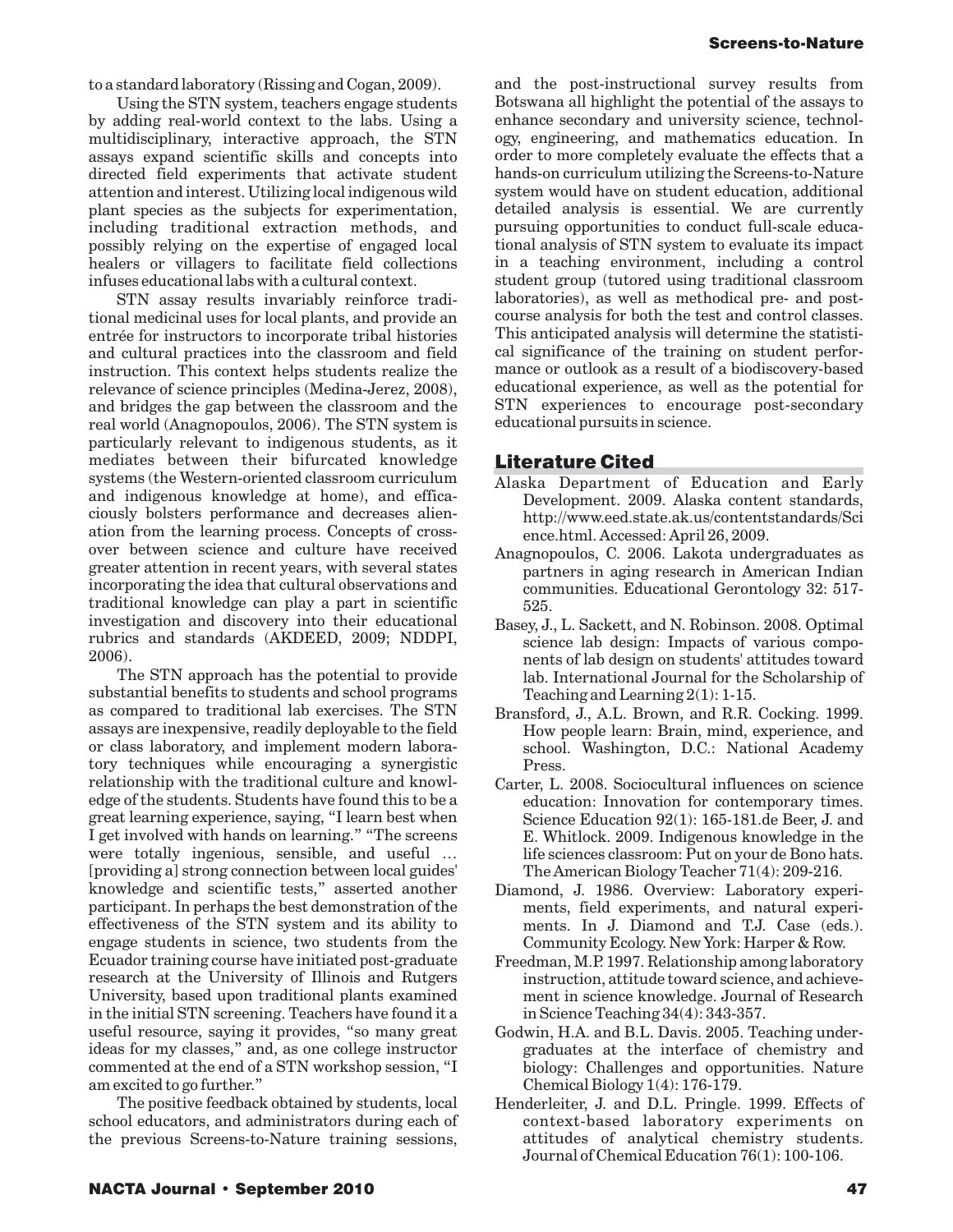to a standard laboratory (Rissing and Cogan, 2009).

Using the STN system, teachers engage students by adding real-world context to the labs. Using a multidisciplinary, interactive approach, the STN assays expand scientific skills and concepts into directed field experiments that activate student attention and interest. Utilizing local indigenous wild plant species as the subjects for experimentation, including traditional extraction methods, and possibly relying on the expertise of engaged local healers or villagers to facilitate field collections infuses educational labs with a cultural context.

STN assay results invariably reinforce traditional medicinal uses for local plants, and provide an entrée for instructors to incorporate tribal histories and cultural practices into the classroom and field instruction. This context helps students realize the relevance of science principles (Medina-Jerez, 2008), and bridges the gap between the classroom and the real world (Anagnopoulos, 2006). The STN system is particularly relevant to indigenous students, as it mediates between their bifurcated knowledge systems (the Western-oriented classroom curriculum and indigenous knowledge at home), and efficaciously bolsters performance and decreases alienation from the learning process. Concepts of crossover between science and culture have received greater attention in recent years, with several states incorporating the idea that cultural observations and traditional knowledge can play a part in scientific investigation and discovery into their educational rubrics and standards (AKDEED, 2009; NDDPI, 2006).

The STN approach has the potential to provide substantial benefits to students and school programs as compared to traditional lab exercises. The STN assays are inexpensive, readily deployable to the field or class laboratory, and implement modern laboratory techniques while encouraging a synergistic relationship with the traditional culture and knowledge of the students. Students have found this to be a great learning experience, saying, "I learn best when I get involved with hands on learning." "The screens were totally ingenious, sensible, and useful … [providing a] strong connection between local guides' knowledge and scientific tests," asserted another participant. In perhaps the best demonstration of the effectiveness of the STN system and its ability to engage students in science, two students from the Ecuador training course have initiated post-graduate research at the University of Illinois and Rutgers University, based upon traditional plants examined in the initial STN screening. Teachers have found it a useful resource, saying it provides, "so many great ideas for my classes," and, as one college instructor commented at the end of a STN workshop session, "I am excited to go further."

The positive feedback obtained by students, local school educators, and administrators during each of the previous Screens-to-Nature training sessions, and the post-instructional survey results from Botswana all highlight the potential of the assays to enhance secondary and university science, technology, engineering, and mathematics education. In order to more completely evaluate the effects that a hands-on curriculum utilizing the Screens-to-Nature system would have on student education, additional detailed analysis is essential. We are currently pursuing opportunities to conduct full-scale educational analysis of STN system to evaluate its impact in a teaching environment, including a control student group (tutored using traditional classroom laboratories), as well as methodical pre- and post-course analysis for both the test and control classes. This anticipated analysis will determine the statistical significance of the training on student performance or outlook as a result of a biodiscovery-based educational experience, as well as the potential for STN experiences to encourage post-secondary educational pursuits in science.

## Literature Cited

Alaska Department of Education and Early Development. 2009. Alaska content standards, http://www.eed.state.ak.us/contentstandards/Science.html. Accessed: April 26, 2009.

Anagnopoulos, C. 2006. Lakota undergraduates as partners in aging research in American Indian communities. Educational Gerontology 32: 517-525.

Basey, J., L. Sackett, and N. Robinson. 2008. Optimal science lab design: Impacts of various components of lab design on students' attitudes toward lab. International Journal for the Scholarship of Teaching and Learning 2(1): 1-15.

Bransford, J., A.L. Brown, and R.R. Cocking. 1999. How people learn: Brain, mind, experience, and school. Washington, D.C.: National Academy Press.

Carter, L. 2008. Sociocultural influences on science education: Innovation for contemporary times. Science Education 92(1): 165-181.de Beer, J. and E. Whitlock. 2009. Indigenous knowledge in the life sciences classroom: Put on your de Bono hats. The American Biology Teacher 71(4): 209-216.

Diamond, J. 1986. Overview: Laboratory experiments, field experiments, and natural experiments. In J. Diamond and T.J. Case (eds.). Community Ecology. New York: Harper & Row.

Freedman, M.P. 1997. Relationship among laboratory instruction, attitude toward science, and achievement in science knowledge. Journal of Research in Science Teaching 34(4): 343-357.

Godwin, H.A. and B.L. Davis. 2005. Teaching undergraduates at the interface of chemistry and biology: Challenges and opportunities. Nature Chemical Biology 1(4): 176-179.

Henderleiter, J. and D.L. Pringle. 1999. Effects of context-based laboratory experiments on attitudes of analytical chemistry students. Journal of Chemical Education 76(1): 100-106.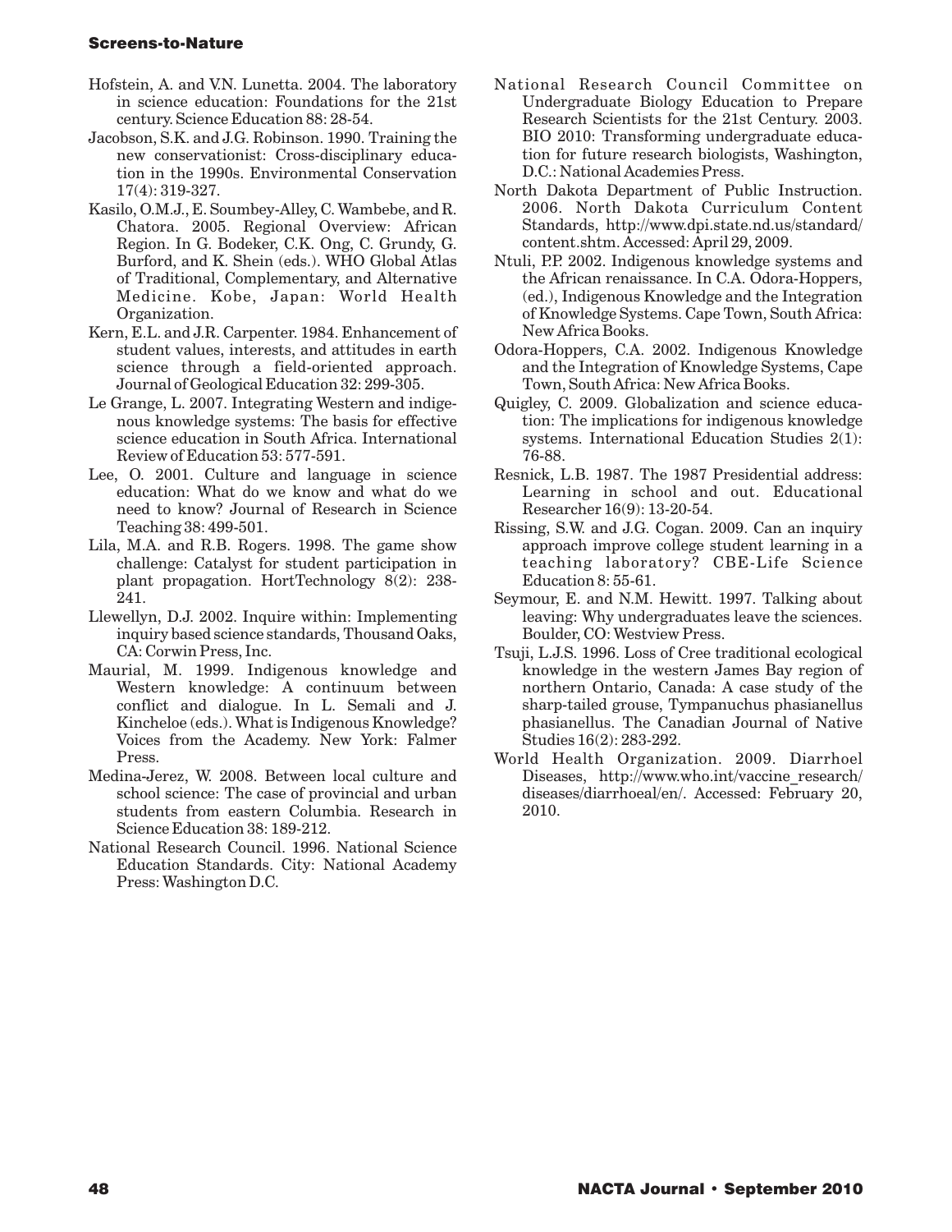Hofstein, A. and V.N. Lunetta. 2004. The laboratory in science education: Foundations for the 21st century. Science Education 88: 28-54.

Jacobson, S.K. and J.G. Robinson. 1990. Training the new conservationist: Cross-disciplinary education in the 1990s. Environmental Conservation 17(4): 319-327.

Kasilo, O.M.J., E. Soumbey-Alley, C. Wambebe, and R. Chatora. 2005. Regional Overview: African Region. In G. Bodeker, C.K. Ong, C. Grundy, G. Burford, and K. Shein (eds.). WHO Global Atlas of Traditional, Complementary, and Alternative Medicine. Kobe, Japan: World Health Organization.

Kern, E.L. and J.R. Carpenter. 1984. Enhancement of student values, interests, and attitudes in earth science through a field-oriented approach. Journal of Geological Education 32: 299-305.

Le Grange, L. 2007. Integrating Western and indigenous knowledge systems: The basis for effective science education in South Africa. International Review of Education 53: 577-591.

Lee, O. 2001. Culture and language in science education: What do we know and what do we need to know? Journal of Research in Science Teaching 38: 499-501.

Lila, M.A. and R.B. Rogers. 1998. The game show challenge: Catalyst for student participation in plant propagation. HortTechnology 8(2): 238-241.

Llewellyn, D.J. 2002. Inquire within: Implementing inquiry based science standards, Thousand Oaks, CA: Corwin Press, Inc.

Maurial, M. 1999. Indigenous knowledge and Western knowledge: A continuum between conflict and dialogue. In L. Semali and J. Kincheloe (eds.). What is Indigenous Knowledge? Voices from the Academy. New York: Falmer Press.

Medina-Jerez, W. 2008. Between local culture and school science: The case of provincial and urban students from eastern Columbia. Research in Science Education 38: 189-212.

National Research Council. 1996. National Science Education Standards. City: National Academy Press: Washington D.C.

National Research Council Committee on Undergraduate Biology Education to Prepare Research Scientists for the 21st Century. 2003. BIO 2010: Transforming undergraduate education for future research biologists, Washington, D.C.: National Academies Press.

North Dakota Department of Public Instruction. 2006. North Dakota Curriculum Content Standards, http://www.dpi.state.nd.us/standard/content.shtm. Accessed: April 29, 2009.

Ntuli, P.P. 2002. Indigenous knowledge systems and the African renaissance. In C.A. Odora-Hoppers, (ed.), Indigenous Knowledge and the Integration of Knowledge Systems. Cape Town, South Africa: New Africa Books.

Odora-Hoppers, C.A. 2002. Indigenous Knowledge and the Integration of Knowledge Systems, Cape Town, South Africa: New Africa Books.

Quigley, C. 2009. Globalization and science education: The implications for indigenous knowledge systems. International Education Studies 2(1): 76-88.

Resnick, L.B. 1987. The 1987 Presidential address: Learning in school and out. Educational Researcher 16(9): 13-20-54.

Rissing, S.W. and J.G. Cogan. 2009. Can an inquiry approach improve college student learning in a teaching laboratory? CBE-Life Science Education 8: 55-61.

Seymour, E. and N.M. Hewitt. 1997. Talking about leaving: Why undergraduates leave the sciences. Boulder, CO: Westview Press.

Tsuji, L.J.S. 1996. Loss of Cree traditional ecological knowledge in the western James Bay region of northern Ontario, Canada: A case study of the sharp-tailed grouse, Tympanuchus phasianellus phasianellus. The Canadian Journal of Native Studies 16(2): 283-292.

World Health Organization. 2009. Diarrhoel Diseases, http://www.who.int/vaccine_research/diseases/diarrhoeal/en/. Accessed: February 20, 2010.